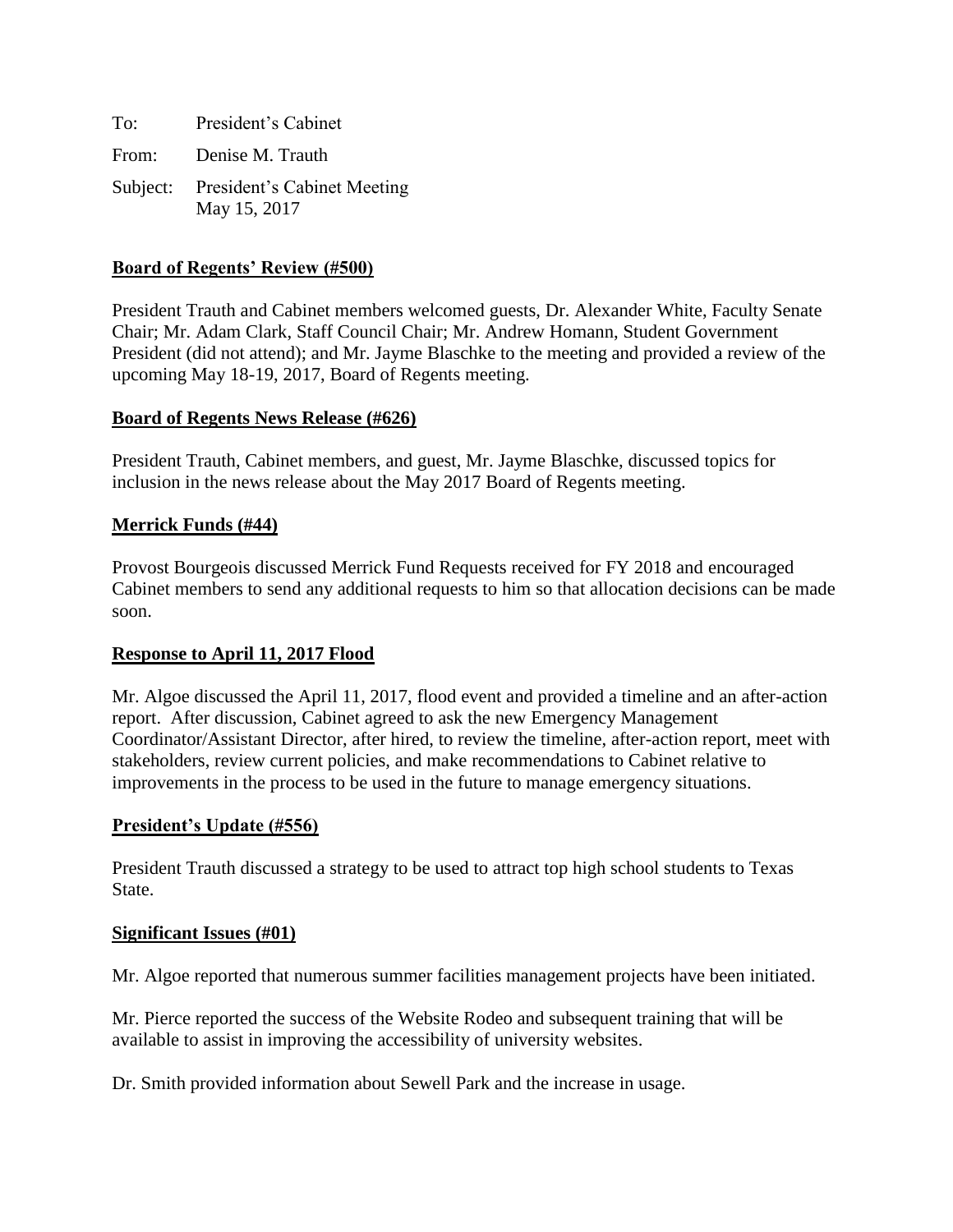To: President's Cabinet

From: Denise M. Trauth

Subject: President's Cabinet Meeting
May 15, 2017

**Board of Regents' Review (#500)**

President Trauth and Cabinet members welcomed guests, Dr. Alexander White, Faculty Senate Chair; Mr. Adam Clark, Staff Council Chair; Mr. Andrew Homann, Student Government President (did not attend); and Mr. Jayme Blaschke to the meeting and provided a review of the upcoming May 18-19, 2017, Board of Regents meeting.

**Board of Regents News Release (#626)**

President Trauth, Cabinet members, and guest, Mr. Jayme Blaschke, discussed topics for inclusion in the news release about the May 2017 Board of Regents meeting.

**Merrick Funds (#44)**

Provost Bourgeois discussed Merrick Fund Requests received for FY 2018 and encouraged Cabinet members to send any additional requests to him so that allocation decisions can be made soon.

**Response to April 11, 2017 Flood**

Mr. Algoe discussed the April 11, 2017, flood event and provided a timeline and an after-action report. After discussion, Cabinet agreed to ask the new Emergency Management Coordinator/Assistant Director, after hired, to review the timeline, after-action report, meet with stakeholders, review current policies, and make recommendations to Cabinet relative to improvements in the process to be used in the future to manage emergency situations.

**President's Update (#556)**

President Trauth discussed a strategy to be used to attract top high school students to Texas State.

**Significant Issues (#01)**

Mr. Algoe reported that numerous summer facilities management projects have been initiated.

Mr. Pierce reported the success of the Website Rodeo and subsequent training that will be available to assist in improving the accessibility of university websites.

Dr. Smith provided information about Sewell Park and the increase in usage.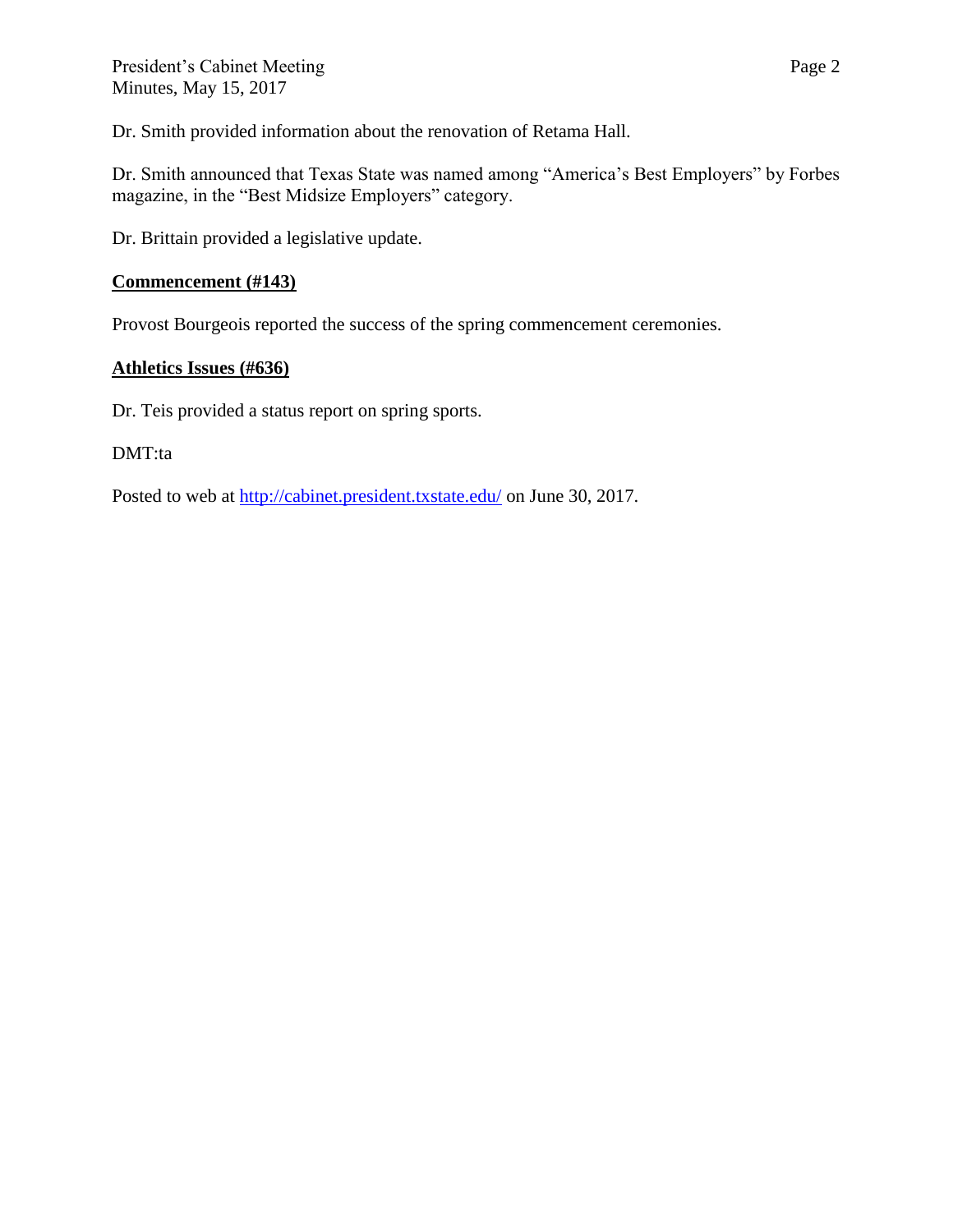Dr. Smith provided information about the renovation of Retama Hall.

Dr. Smith announced that Texas State was named among "America's Best Employers" by Forbes magazine, in the "Best Midsize Employers" category.

Dr. Brittain provided a legislative update.

**Commencement (#143)**

Provost Bourgeois reported the success of the spring commencement ceremonies.

**Athletics Issues (#636)**

Dr. Teis provided a status report on spring sports.

DMT:ta

Posted to web at http://cabinet.president.txstate.edu/ on June 30, 2017.